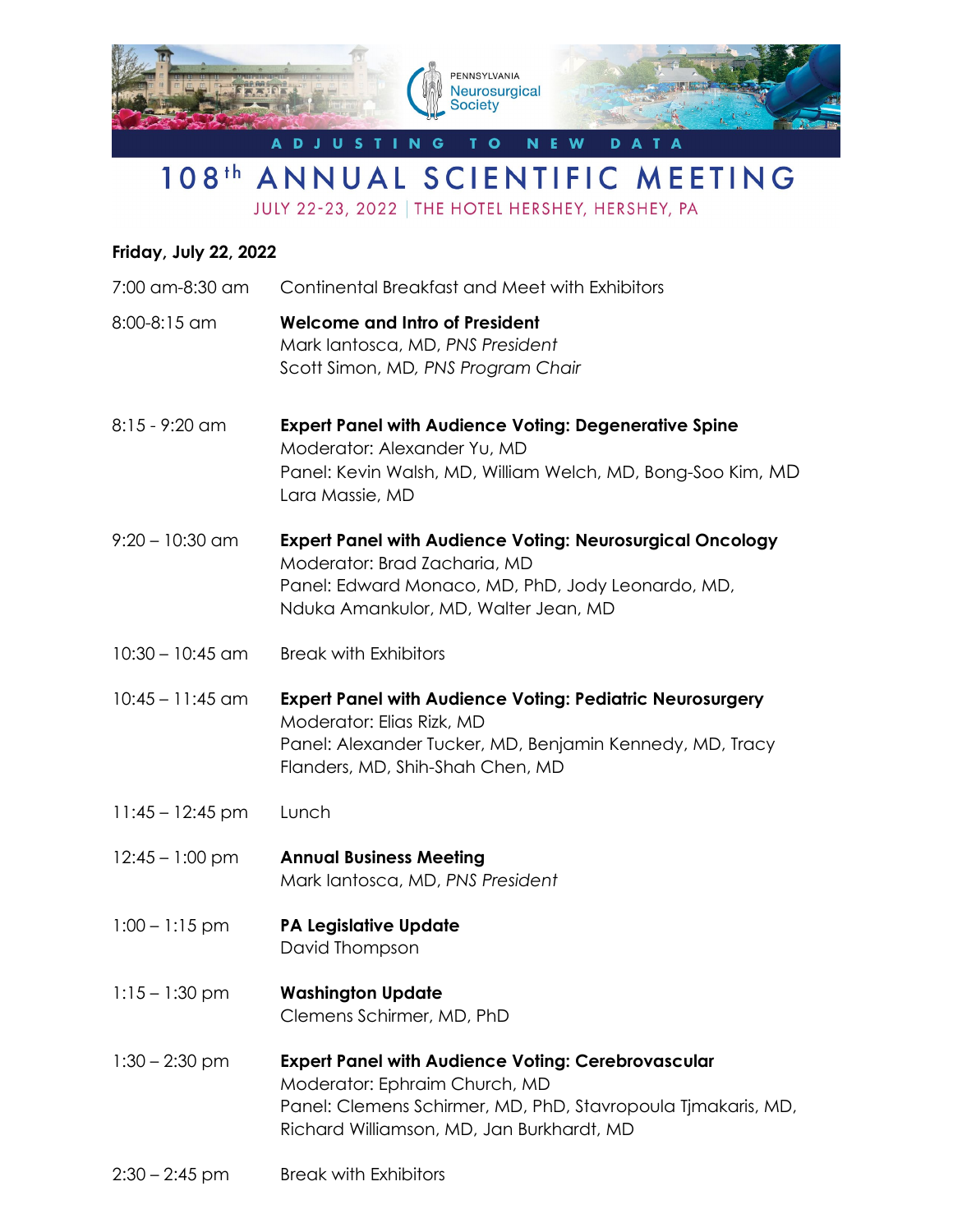PENNSYLVANIA Neurosurgical Society

ADJUSTING TO NEW DATA

# 108th ANNUAL SCIENTIFIC MEETING

JULY 22-23, 2022 | THE HOTEL HERSHEY, HERSHEY, PA

**Friday, July 22, 2022**

| | |
|---|---|
| 7:00 am-8:30 am | Continental Breakfast and Meet with Exhibitors |
| 8:00-8:15 am | **Welcome and Intro of President**<br>Mark Iantosca, MD, *PNS President*<br>Scott Simon, MD, *PNS Program Chair* |
| 8:15 - 9:20 am | **Expert Panel with Audience Voting: Degenerative Spine**<br>Moderator: Alexander Yu, MD<br>Panel: Kevin Walsh, MD, William Welch, MD, Bong-Soo Kim, MD Lara Massie, MD |
| 9:20 – 10:30 am | **Expert Panel with Audience Voting: Neurosurgical Oncology**<br>Moderator: Brad Zacharia, MD<br>Panel: Edward Monaco, MD, PhD, Jody Leonardo, MD, Nduka Amankulor, MD, Walter Jean, MD |
| 10:30 – 10:45 am | Break with Exhibitors |
| 10:45 – 11:45 am | **Expert Panel with Audience Voting: Pediatric Neurosurgery**<br>Moderator: Elias Rizk, MD<br>Panel: Alexander Tucker, MD, Benjamin Kennedy, MD, Tracy Flanders, MD, Shih-Shah Chen, MD |
| 11:45 – 12:45 pm | Lunch |
| 12:45 – 1:00 pm | **Annual Business Meeting**<br>Mark Iantosca, MD, *PNS President* |
| 1:00 – 1:15 pm | **PA Legislative Update**<br>David Thompson |
| 1:15 – 1:30 pm | **Washington Update**<br>Clemens Schirmer, MD, PhD |
| 1:30 – 2:30 pm | **Expert Panel with Audience Voting: Cerebrovascular**<br>Moderator: Ephraim Church, MD<br>Panel: Clemens Schirmer, MD, PhD, Stavropoula Tjmakaris, MD, Richard Williamson, MD, Jan Burkhardt, MD |
| 2:30 – 2:45 pm | Break with Exhibitors |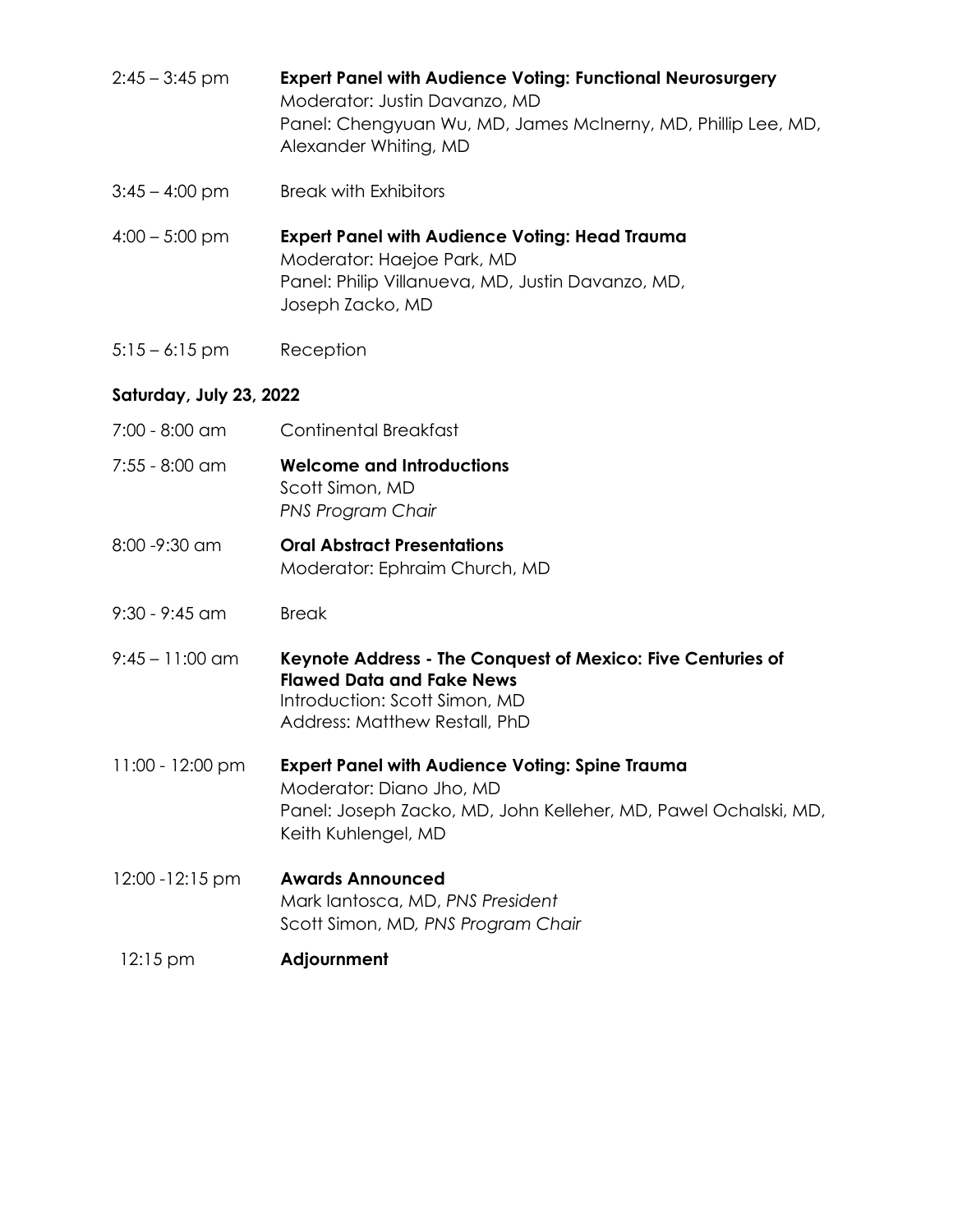2:45 – 3:45 pm **Expert Panel with Audience Voting: Functional Neurosurgery**
Moderator: Justin Davanzo, MD
Panel: Chengyuan Wu, MD, James McInerny, MD, Phillip Lee, MD, Alexander Whiting, MD

3:45 – 4:00 pm Break with Exhibitors

4:00 – 5:00 pm **Expert Panel with Audience Voting: Head Trauma**
Moderator: Haejoe Park, MD
Panel: Philip Villanueva, MD, Justin Davanzo, MD, Joseph Zacko, MD

5:15 – 6:15 pm Reception

**Saturday, July 23, 2022**

7:00 - 8:00 am Continental Breakfast

7:55 - 8:00 am **Welcome and Introductions**
Scott Simon, MD
*PNS Program Chair*

8:00 -9:30 am **Oral Abstract Presentations**
Moderator: Ephraim Church, MD

9:30 - 9:45 am Break

9:45 – 11:00 am **Keynote Address - The Conquest of Mexico: Five Centuries of Flawed Data and Fake News**
Introduction: Scott Simon, MD
Address: Matthew Restall, PhD

11:00 - 12:00 pm **Expert Panel with Audience Voting: Spine Trauma**
Moderator: Diano Jho, MD
Panel: Joseph Zacko, MD, John Kelleher, MD, Pawel Ochalski, MD, Keith Kuhlengel, MD

12:00 -12:15 pm **Awards Announced**
Mark Iantosca, MD, *PNS President*
Scott Simon, MD*, PNS Program Chair*

12:15 pm **Adjournment**